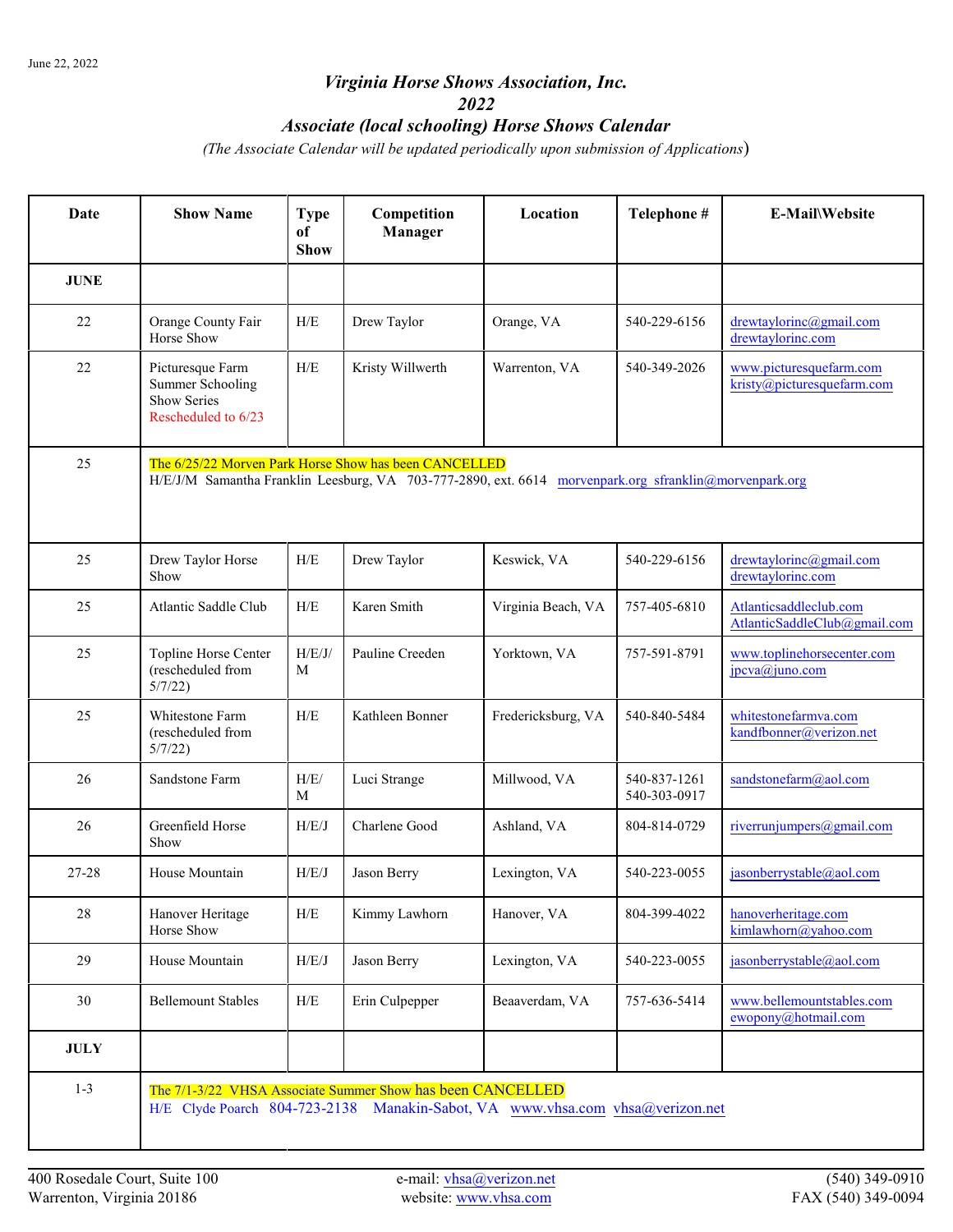June 22, 2022

# *Virginia Horse Shows Association, Inc.*
# *2022*
# *Associate (local schooling) Horse Shows Calendar*

*(The Associate Calendar will be updated periodically upon submission of Applications)*

| Date | Show Name | Type of Show | Competition Manager | Location | Telephone # | E-Mail\Website |
|---|---|---|---|---|---|---|
| **JUNE** | | | | | | |
| 22 | Orange County Fair Horse Show | H/E | Drew Taylor | Orange, VA | 540-229-6156 | drewtaylorinc@gmail.com drewtaylorinc.com |
| 22 | Picturesque Farm Summer Schooling Show Series Rescheduled to 6/23 | H/E | Kristy Willwerth | Warrenton, VA | 540-349-2026 | www.picturesquefarm.com kristy@picturesquefarm.com |
| 25 | The 6/25/22 Morven Park Horse Show has been CANCELLED H/E/J/M Samantha Franklin Leesburg, VA 703-777-2890, ext. 6614 morvenpark.org sfranklin@morvenpark.org | | | | | |
| 25 | Drew Taylor Horse Show | H/E | Drew Taylor | Keswick, VA | 540-229-6156 | drewtaylorinc@gmail.com drewtaylorinc.com |
| 25 | Atlantic Saddle Club | H/E | Karen Smith | Virginia Beach, VA | 757-405-6810 | Atlanticsaddleclub.com AtlanticSaddleClub@gmail.com |
| 25 | Topline Horse Center (rescheduled from 5/7/22) | H/E/J/M | Pauline Creeden | Yorktown, VA | 757-591-8791 | www.toplinehorsecenter.com jpcva@juno.com |
| 25 | Whitestone Farm (rescheduled from 5/7/22) | H/E | Kathleen Bonner | Fredericksburg, VA | 540-840-5484 | whitestonefarmva.com kandfbonner@verizon.net |
| 26 | Sandstone Farm | H/E/M | Luci Strange | Millwood, VA | 540-837-1261 540-303-0917 | sandstonefarm@aol.com |
| 26 | Greenfield Horse Show | H/E/J | Charlene Good | Ashland, VA | 804-814-0729 | riverrunjumpers@gmail.com |
| 27-28 | House Mountain | H/E/J | Jason Berry | Lexington, VA | 540-223-0055 | jasonberrystable@aol.com |
| 28 | Hanover Heritage Horse Show | H/E | Kimmy Lawhorn | Hanover, VA | 804-399-4022 | hanoverheritage.com kimlawhorn@yahoo.com |
| 29 | House Mountain | H/E/J | Jason Berry | Lexington, VA | 540-223-0055 | jasonberrystable@aol.com |
| 30 | Bellemount Stables | H/E | Erin Culpepper | Beaaverdam, VA | 757-636-5414 | www.bellemountstables.com ewopony@hotmail.com |
| **JULY** | | | | | | |
| 1-3 | The 7/1-3/22 VHSA Associate Summer Show has been CANCELLED H/E Clyde Poarch 804-723-2138 Manakin-Sabot, VA www.vhsa.com vhsa@verizon.net | | | | | |

400 Rosedale Court, Suite 100
Warrenton, Virginia 20186

e-mail: vhsa@verizon.net
website: www.vhsa.com

(540) 349-0910
FAX (540) 349-0094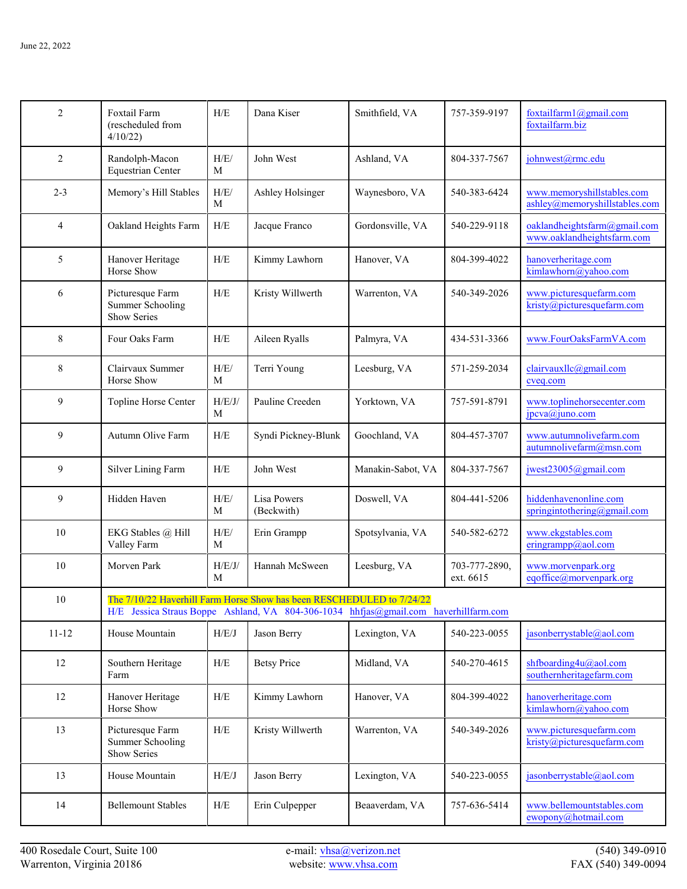June 22, 2022

| | | | | | | |
|---|---|---|---|---|---|---|
| 2 | Foxtail Farm (rescheduled from 4/10/22) | H/E | Dana Kiser | Smithfield, VA | 757-359-9197 | foxtailfarm1@gmail.com foxtailfarm.biz |
| 2 | Randolph-Macon Equestrian Center | H/E/M | John West | Ashland, VA | 804-337-7567 | johnwest@rmc.edu |
| 2-3 | Memory's Hill Stables | H/E/M | Ashley Holsinger | Waynesboro, VA | 540-383-6424 | www.memoryshillstables.com ashley@memoryshillstables.com |
| 4 | Oakland Heights Farm | H/E | Jacque Franco | Gordonsville, VA | 540-229-9118 | oaklandheightsfarm@gmail.com www.oaklandheightsfarm.com |
| 5 | Hanover Heritage Horse Show | H/E | Kimmy Lawhorn | Hanover, VA | 804-399-4022 | hanoverheritage.com kimlawhorn@yahoo.com |
| 6 | Picturesque Farm Summer Schooling Show Series | H/E | Kristy Willwerth | Warrenton, VA | 540-349-2026 | www.picturesquefarm.com kristy@picturesquefarm.com |
| 8 | Four Oaks Farm | H/E | Aileen Ryalls | Palmyra, VA | 434-531-3366 | www.FourOaksFarmVA.com |
| 8 | Clairvaux Summer Horse Show | H/E/M | Terri Young | Leesburg, VA | 571-259-2034 | clairvauxllc@gmail.com cveq.com |
| 9 | Topline Horse Center | H/E/J/M | Pauline Creeden | Yorktown, VA | 757-591-8791 | www.toplinehorsecenter.com jpcva@juno.com |
| 9 | Autumn Olive Farm | H/E | Syndi Pickney-Blunk | Goochland, VA | 804-457-3707 | www.autumnolivefarm.com autumnolivefarm@msn.com |
| 9 | Silver Lining Farm | H/E | John West | Manakin-Sabot, VA | 804-337-7567 | jwest23005@gmail.com |
| 9 | Hidden Haven | H/E/M | Lisa Powers (Beckwith) | Doswell, VA | 804-441-5206 | hiddenhavenonline.com springintothering@gmail.com |
| 10 | EKG Stables @ Hill Valley Farm | H/E/M | Erin Grampp | Spotsylvania, VA | 540-582-6272 | www.ekgstables.com eringrampp@aol.com |
| 10 | Morven Park | H/E/J/M | Hannah McSween | Leesburg, VA | 703-777-2890, ext. 6615 | www.morvenpark.org eqoffice@morvenpark.org |
| 10 | The 7/10/22 Haverhill Farm Horse Show has been RESCHEDULED to 7/24/22 H/E Jessica Straus Boppe Ashland, VA 804-306-1034 hhfjas@gmail.com haverhillfarm.com | | | | | |
| 11-12 | House Mountain | H/E/J | Jason Berry | Lexington, VA | 540-223-0055 | jasonberrystable@aol.com |
| 12 | Southern Heritage Farm | H/E | Betsy Price | Midland, VA | 540-270-4615 | shfboarding4u@aol.com southernheritagefarm.com |
| 12 | Hanover Heritage Horse Show | H/E | Kimmy Lawhorn | Hanover, VA | 804-399-4022 | hanoverheritage.com kimlawhorn@yahoo.com |
| 13 | Picturesque Farm Summer Schooling Show Series | H/E | Kristy Willwerth | Warrenton, VA | 540-349-2026 | www.picturesquefarm.com kristy@picturesquefarm.com |
| 13 | House Mountain | H/E/J | Jason Berry | Lexington, VA | 540-223-0055 | jasonberrystable@aol.com |
| 14 | Bellemount Stables | H/E | Erin Culpepper | Beaaverdam, VA | 757-636-5414 | www.bellemountstables.com ewopony@hotmail.com |

400 Rosedale Court, Suite 100
Warrenton, Virginia 20186

e-mail: vhsa@verizon.net
website: www.vhsa.com

(540) 349-0910
FAX (540) 349-0094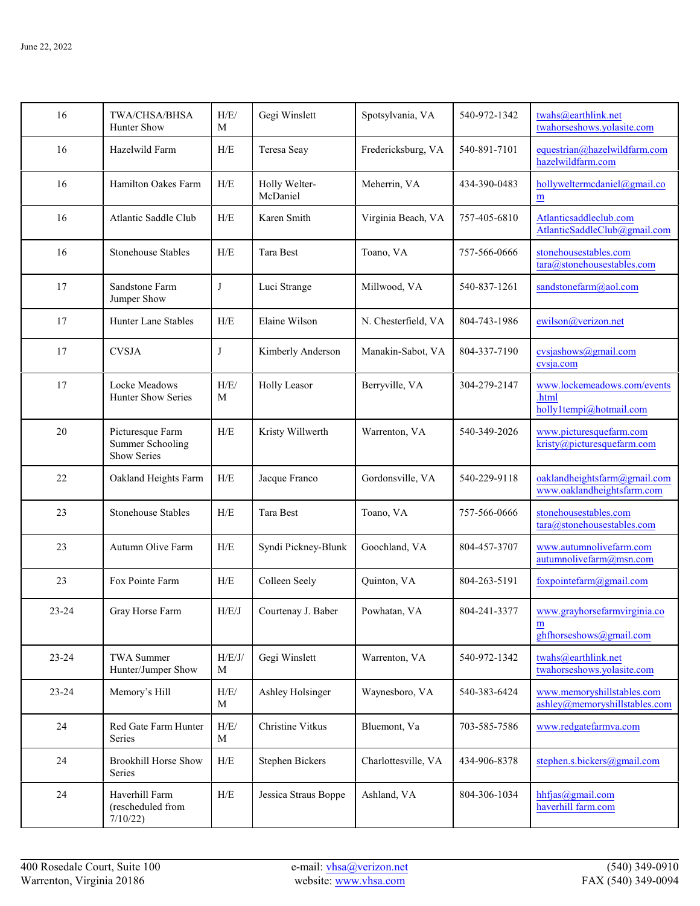June 22, 2022

| | | | | | | |
|---|---|---|---|---|---|---|
| 16 | TWA/CHSA/BHSA Hunter Show | H/E/M | Gegi Winslett | Spotsylvania, VA | 540-972-1342 | twahs@earthlink.net twahorseshows.yolasite.com |
| 16 | Hazelwild Farm | H/E | Teresa Seay | Fredericksburg, VA | 540-891-7101 | equestrian@hazelwildfarm.com hazelwildfarm.com |
| 16 | Hamilton Oakes Farm | H/E | Holly Welter-McDaniel | Meherrin, VA | 434-390-0483 | hollyweltermcdaniel@gmail.com |
| 16 | Atlantic Saddle Club | H/E | Karen Smith | Virginia Beach, VA | 757-405-6810 | Atlanticsaddleclub.com AtlanticSaddleClub@gmail.com |
| 16 | Stonehouse Stables | H/E | Tara Best | Toano, VA | 757-566-0666 | stonehousestables.com tara@stonehousestables.com |
| 17 | Sandstone Farm Jumper Show | J | Luci Strange | Millwood, VA | 540-837-1261 | sandstonefarm@aol.com |
| 17 | Hunter Lane Stables | H/E | Elaine Wilson | N. Chesterfield, VA | 804-743-1986 | ewilson@verizon.net |
| 17 | CVSJA | J | Kimberly Anderson | Manakin-Sabot, VA | 804-337-7190 | cvsjashows@gmail.com cvsja.com |
| 17 | Locke Meadows Hunter Show Series | H/E/M | Holly Leasor | Berryville, VA | 304-279-2147 | www.lockemeadows.com/events.html holly1tempi@hotmail.com |
| 20 | Picturesque Farm Summer Schooling Show Series | H/E | Kristy Willwerth | Warrenton, VA | 540-349-2026 | www.picturesquefarm.com kristy@picturesquefarm.com |
| 22 | Oakland Heights Farm | H/E | Jacque Franco | Gordonsville, VA | 540-229-9118 | oaklandheightsfarm@gmail.com www.oaklandheightsfarm.com |
| 23 | Stonehouse Stables | H/E | Tara Best | Toano, VA | 757-566-0666 | stonehousestables.com tara@stonehousestables.com |
| 23 | Autumn Olive Farm | H/E | Syndi Pickney-Blunk | Goochland, VA | 804-457-3707 | www.autumnolivefarm.com autumnolivefarm@msn.com |
| 23 | Fox Pointe Farm | H/E | Colleen Seely | Quinton, VA | 804-263-5191 | foxpointefarm@gmail.com |
| 23-24 | Gray Horse Farm | H/E/J | Courtenay J. Baber | Powhatan, VA | 804-241-3377 | www.grayhorsefarmvirginia.com ghfhorseshows@gmail.com |
| 23-24 | TWA Summer Hunter/Jumper Show | H/E/J/M | Gegi Winslett | Warrenton, VA | 540-972-1342 | twahs@earthlink.net twahorseshows.yolasite.com |
| 23-24 | Memory's Hill | H/E/M | Ashley Holsinger | Waynesboro, VA | 540-383-6424 | www.memoryshillstables.com ashley@memoryshillstables.com |
| 24 | Red Gate Farm Hunter Series | H/E/M | Christine Vitkus | Bluemont, Va | 703-585-7586 | www.redgatefarmva.com |
| 24 | Brookhill Horse Show Series | H/E | Stephen Bickers | Charlottesville, VA | 434-906-8378 | stephen.s.bickers@gmail.com |
| 24 | Haverhill Farm (rescheduled from 7/10/22) | H/E | Jessica Straus Boppe | Ashland, VA | 804-306-1034 | hhfjas@gmail.com haverhill farm.com |

400 Rosedale Court, Suite 100
Warrenton, Virginia 20186

e-mail: vhsa@verizon.net
website: www.vhsa.com

(540) 349-0910
FAX (540) 349-0094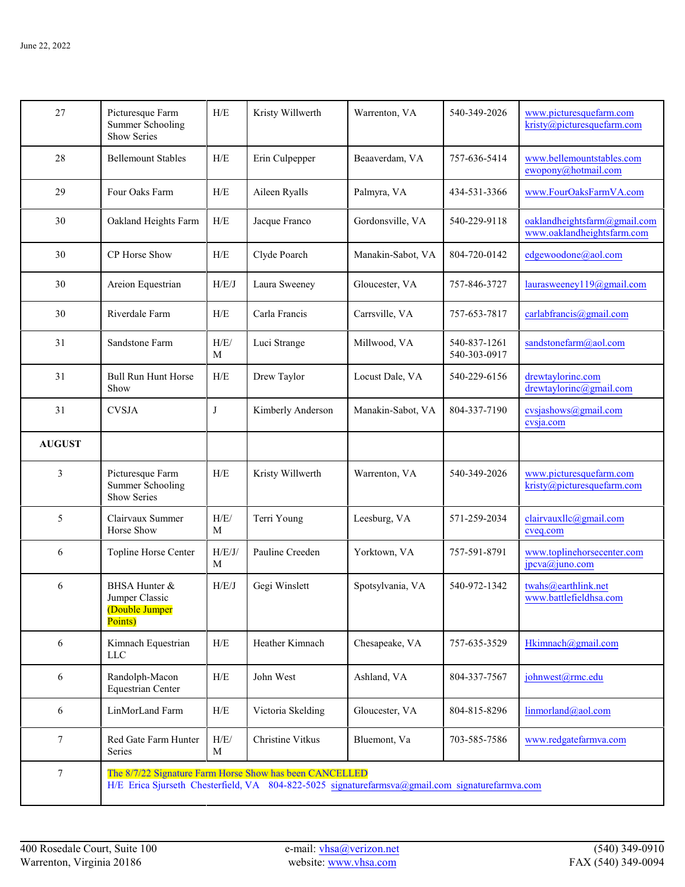| | | | | | | |
|---|---|---|---|---|---|---|
| 27 | Picturesque Farm Summer Schooling Show Series | H/E | Kristy Willwerth | Warrenton, VA | 540-349-2026 | www.picturesquefarm.com kristy@picturesquefarm.com |
| 28 | Bellemount Stables | H/E | Erin Culpepper | Beaaverdam, VA | 757-636-5414 | www.bellemountstables.com ewopony@hotmail.com |
| 29 | Four Oaks Farm | H/E | Aileen Ryalls | Palmyra, VA | 434-531-3366 | www.FourOaksFarmVA.com |
| 30 | Oakland Heights Farm | H/E | Jacque Franco | Gordonsville, VA | 540-229-9118 | oaklandheightsfarm@gmail.com www.oaklandheightsfarm.com |
| 30 | CP Horse Show | H/E | Clyde Poarch | Manakin-Sabot, VA | 804-720-0142 | edgewoodone@aol.com |
| 30 | Areion Equestrian | H/E/J | Laura Sweeney | Gloucester, VA | 757-846-3727 | laurasweeney119@gmail.com |
| 30 | Riverdale Farm | H/E | Carla Francis | Carrsville, VA | 757-653-7817 | carlabfrancis@gmail.com |
| 31 | Sandstone Farm | H/E/M | Luci Strange | Millwood, VA | 540-837-1261 540-303-0917 | sandstonefarm@aol.com |
| 31 | Bull Run Hunt Horse Show | H/E | Drew Taylor | Locust Dale, VA | 540-229-6156 | drewtaylorinc.com drewtaylorinc@gmail.com |
| 31 | CVSJA | J | Kimberly Anderson | Manakin-Sabot, VA | 804-337-7190 | cvsjashows@gmail.com cvsja.com |
| **AUGUST** | | | | | | |
| 3 | Picturesque Farm Summer Schooling Show Series | H/E | Kristy Willwerth | Warrenton, VA | 540-349-2026 | www.picturesquefarm.com kristy@picturesquefarm.com |
| 5 | Clairvaux Summer Horse Show | H/E/M | Terri Young | Leesburg, VA | 571-259-2034 | clairvauxllc@gmail.com cveq.com |
| 6 | Topline Horse Center | H/E/J/M | Pauline Creeden | Yorktown, VA | 757-591-8791 | www.toplinehorsecenter.com jpcva@juno.com |
| 6 | BHSA Hunter & Jumper Classic (Double Jumper Points) | H/E/J | Gegi Winslett | Spotsylvania, VA | 540-972-1342 | twahs@earthlink.net www.battlefieldhsa.com |
| 6 | Kimnach Equestrian LLC | H/E | Heather Kimnach | Chesapeake, VA | 757-635-3529 | Hkimnach@gmail.com |
| 6 | Randolph-Macon Equestrian Center | H/E | John West | Ashland, VA | 804-337-7567 | johnwest@rmc.edu |
| 6 | LinMorLand Farm | H/E | Victoria Skelding | Gloucester, VA | 804-815-8296 | linmorland@aol.com |
| 7 | Red Gate Farm Hunter Series | H/E/M | Christine Vitkus | Bluemont, Va | 703-585-7586 | www.redgatefarmva.com |
| 7 | The 8/7/22 Signature Farm Horse Show has been CANCELLED H/E Erica Sjurseth Chesterfield, VA 804-822-5025 signaturefarmsva@gmail.com signaturefarmva.com | | | | | |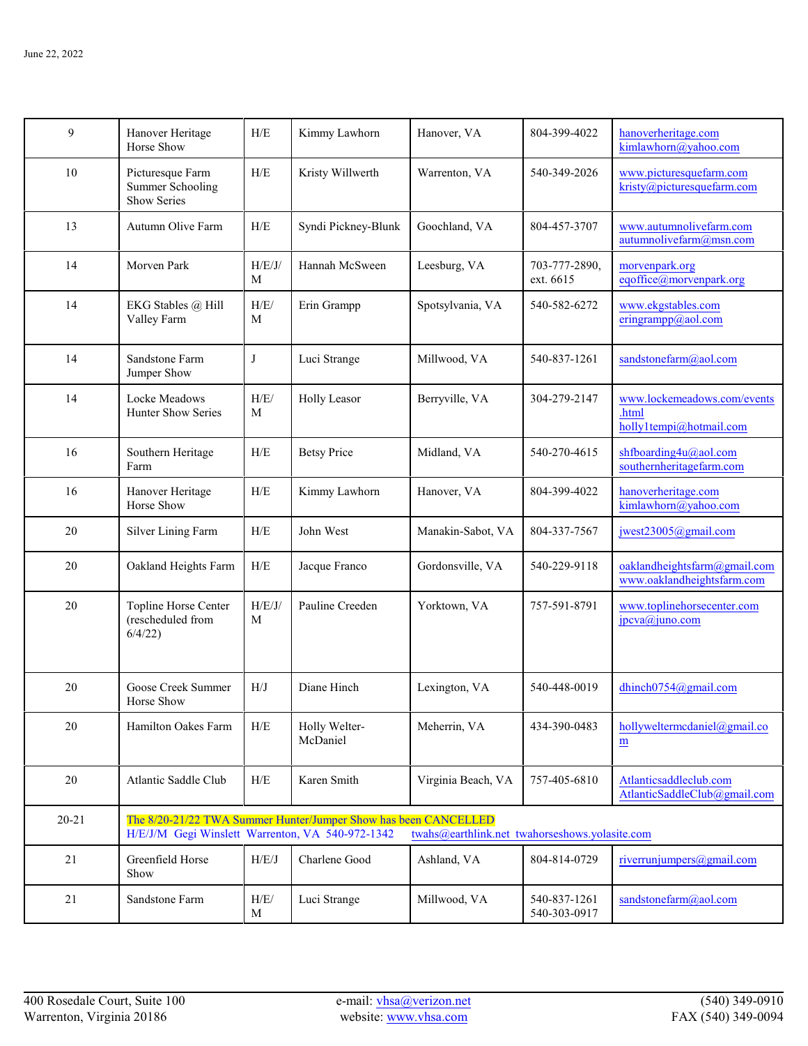June 22, 2022

| | | | | | | |
|---|---|---|---|---|---|---|
| 9 | Hanover Heritage Horse Show | H/E | Kimmy Lawhorn | Hanover, VA | 804-399-4022 | hanoverheritage.com kimlawhorn@yahoo.com |
| 10 | Picturesque Farm Summer Schooling Show Series | H/E | Kristy Willwerth | Warrenton, VA | 540-349-2026 | www.picturesquefarm.com kristy@picturesquefarm.com |
| 13 | Autumn Olive Farm | H/E | Syndi Pickney-Blunk | Goochland, VA | 804-457-3707 | www.autumnolivefarm.com autumnolivefarm@msn.com |
| 14 | Morven Park | H/E/J/M | Hannah McSween | Leesburg, VA | 703-777-2890, ext. 6615 | morvenpark.org eqoffice@morvenpark.org |
| 14 | EKG Stables @ Hill Valley Farm | H/E/M | Erin Grampp | Spotsylvania, VA | 540-582-6272 | www.ekgstables.com eringrampp@aol.com |
| 14 | Sandstone Farm Jumper Show | J | Luci Strange | Millwood, VA | 540-837-1261 | sandstonefarm@aol.com |
| 14 | Locke Meadows Hunter Show Series | H/E/M | Holly Leasor | Berryville, VA | 304-279-2147 | www.lockemeadows.com/events.html holly1tempi@hotmail.com |
| 16 | Southern Heritage Farm | H/E | Betsy Price | Midland, VA | 540-270-4615 | shfboarding4u@aol.com southernheritagefarm.com |
| 16 | Hanover Heritage Horse Show | H/E | Kimmy Lawhorn | Hanover, VA | 804-399-4022 | hanoverheritage.com kimlawhorn@yahoo.com |
| 20 | Silver Lining Farm | H/E | John West | Manakin-Sabot, VA | 804-337-7567 | jwest23005@gmail.com |
| 20 | Oakland Heights Farm | H/E | Jacque Franco | Gordonsville, VA | 540-229-9118 | oaklandheightsfarm@gmail.com www.oaklandheightsfarm.com |
| 20 | Topline Horse Center (rescheduled from 6/4/22) | H/E/J/M | Pauline Creeden | Yorktown, VA | 757-591-8791 | www.toplinehorsecenter.com jpcva@juno.com |
| 20 | Goose Creek Summer Horse Show | H/J | Diane Hinch | Lexington, VA | 540-448-0019 | dhinch0754@gmail.com |
| 20 | Hamilton Oakes Farm | H/E | Holly Welter-McDaniel | Meherrin, VA | 434-390-0483 | hollyweltermcdaniel@gmail.com |
| 20 | Atlantic Saddle Club | H/E | Karen Smith | Virginia Beach, VA | 757-405-6810 | Atlanticsaddleclub.com AtlanticSaddleClub@gmail.com |
| 20-21 | The 8/20-21/22 TWA Summer Hunter/Jumper Show has been CANCELLED H/E/J/M Gegi Winslett Warrenton, VA 540-972-1342 twahs@earthlink.net twahorseshows.yolasite.com | | | | | |
| 21 | Greenfield Horse Show | H/E/J | Charlene Good | Ashland, VA | 804-814-0729 | riverrunjumpers@gmail.com |
| 21 | Sandstone Farm | H/E/M | Luci Strange | Millwood, VA | 540-837-1261 540-303-0917 | sandstonefarm@aol.com |

400 Rosedale Court, Suite 100
Warrenton, Virginia 20186

e-mail: vhsa@verizon.net
website: www.vhsa.com

(540) 349-0910
FAX (540) 349-0094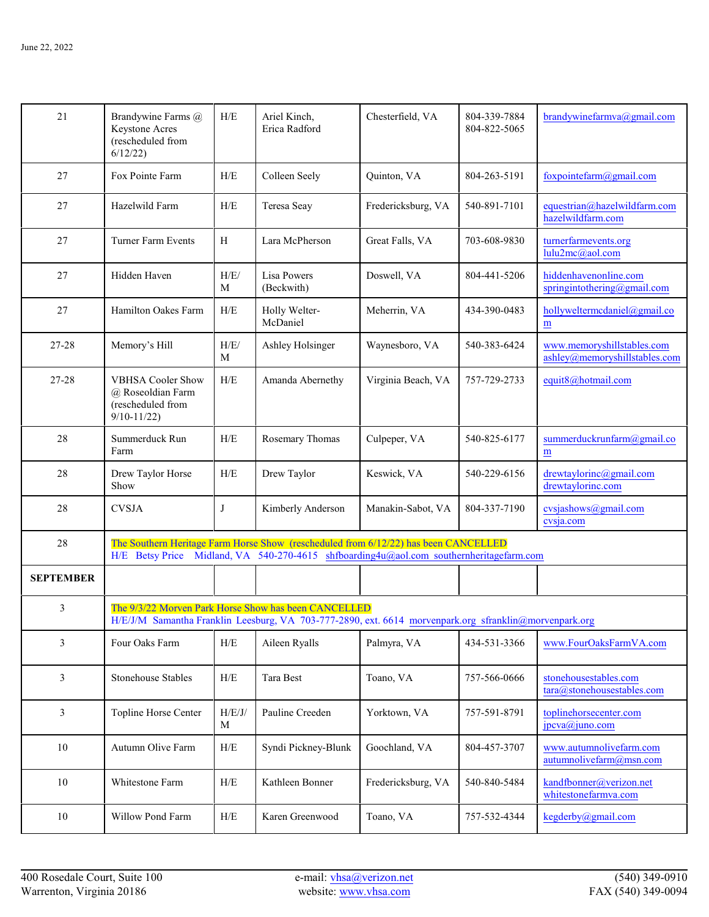June 22, 2022

| | | | | | | |
|---|---|---|---|---|---|---|
| 21 | Brandywine Farms @ Keystone Acres (rescheduled from 6/12/22) | H/E | Ariel Kinch, Erica Radford | Chesterfield, VA | 804-339-7884 804-822-5065 | brandywinefarmva@gmail.com |
| 27 | Fox Pointe Farm | H/E | Colleen Seely | Quinton, VA | 804-263-5191 | foxpointefarm@gmail.com |
| 27 | Hazelwild Farm | H/E | Teresa Seay | Fredericksburg, VA | 540-891-7101 | equestrian@hazelwildfarm.com hazelwildfarm.com |
| 27 | Turner Farm Events | H | Lara McPherson | Great Falls, VA | 703-608-9830 | turnerfarmevents.org lulu2mc@aol.com |
| 27 | Hidden Haven | H/E/M | Lisa Powers (Beckwith) | Doswell, VA | 804-441-5206 | hiddenhavenonline.com springintothering@gmail.com |
| 27 | Hamilton Oakes Farm | H/E | Holly Welter-McDaniel | Meherrin, VA | 434-390-0483 | hollyweltermcdaniel@gmail.com |
| 27-28 | Memory's Hill | H/E/M | Ashley Holsinger | Waynesboro, VA | 540-383-6424 | www.memoryshillstables.com ashley@memoryshillstables.com |
| 27-28 | VBHSA Cooler Show @ Roseoldian Farm (rescheduled from 9/10-11/22) | H/E | Amanda Abernethy | Virginia Beach, VA | 757-729-2733 | equit8@hotmail.com |
| 28 | Summerduck Run Farm | H/E | Rosemary Thomas | Culpeper, VA | 540-825-6177 | summerduckrunfarm@gmail.com |
| 28 | Drew Taylor Horse Show | H/E | Drew Taylor | Keswick, VA | 540-229-6156 | drewtaylorinc@gmail.com drewtaylorinc.com |
| 28 | CVSJA | J | Kimberly Anderson | Manakin-Sabot, VA | 804-337-7190 | cvsjashows@gmail.com cvsja.com |
| 28 | The Southern Heritage Farm Horse Show (rescheduled from 6/12/22) has been CANCELLED H/E Betsy Price Midland, VA 540-270-4615 shfboarding4u@aol.com southernheritagefarm.com | | | | | |
| **SEPTEMBER** | | | | | | |
| 3 | The 9/3/22 Morven Park Horse Show has been CANCELLED H/E/J/M Samantha Franklin Leesburg, VA 703-777-2890, ext. 6614 morvenpark.org sfranklin@morvenpark.org | | | | | |
| 3 | Four Oaks Farm | H/E | Aileen Ryalls | Palmyra, VA | 434-531-3366 | www.FourOaksFarmVA.com |
| 3 | Stonehouse Stables | H/E | Tara Best | Toano, VA | 757-566-0666 | stonehousestables.com tara@stonehousestables.com |
| 3 | Topline Horse Center | H/E/J/M | Pauline Creeden | Yorktown, VA | 757-591-8791 | toplinehorsecenter.com jpcva@juno.com |
| 10 | Autumn Olive Farm | H/E | Syndi Pickney-Blunk | Goochland, VA | 804-457-3707 | www.autumnolivefarm.com autumnolivefarm@msn.com |
| 10 | Whitestone Farm | H/E | Kathleen Bonner | Fredericksburg, VA | 540-840-5484 | kandfbonner@verizon.net whitestonefarmva.com |
| 10 | Willow Pond Farm | H/E | Karen Greenwood | Toano, VA | 757-532-4344 | kegderby@gmail.com |

400 Rosedale Court, Suite 100
Warrenton, Virginia 20186

e-mail: vhsa@verizon.net
website: www.vhsa.com

(540) 349-0910
FAX (540) 349-0094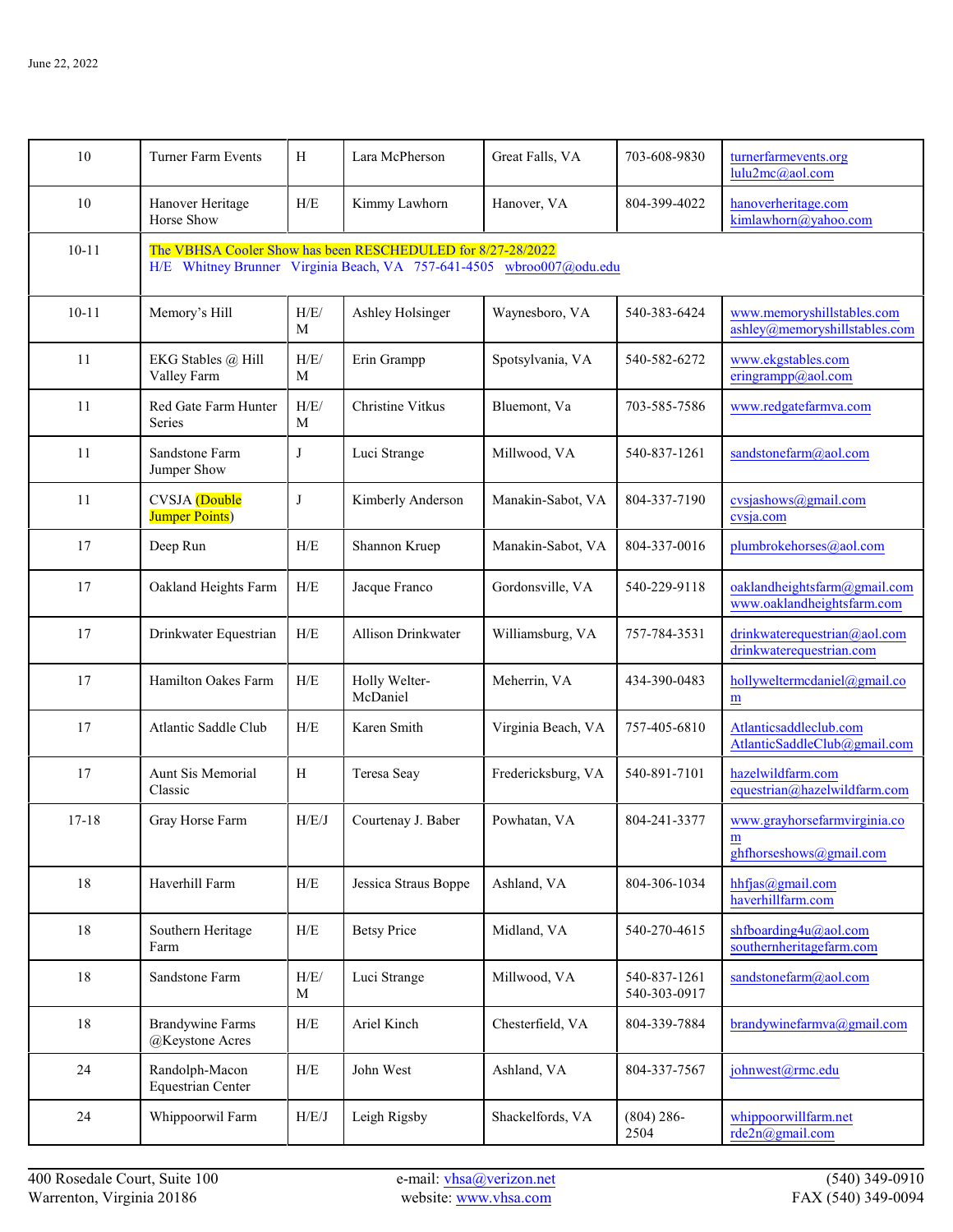June 22, 2022

| | | | | | | |
|---|---|---|---|---|---|---|
| 10 | Turner Farm Events | H | Lara McPherson | Great Falls, VA | 703-608-9830 | turnerfarmevents.org lulu2mc@aol.com |
| 10 | Hanover Heritage Horse Show | H/E | Kimmy Lawhorn | Hanover, VA | 804-399-4022 | hanoverheritage.com kimlawhorn@yahoo.com |
| 10-11 | The VBHSA Cooler Show has been RESCHEDULED for 8/27-28/2022 H/E Whitney Brunner Virginia Beach, VA 757-641-4505 wbroo007@odu.edu | | | | | |
| 10-11 | Memory's Hill | H/E/M | Ashley Holsinger | Waynesboro, VA | 540-383-6424 | www.memoryshillstables.com ashley@memoryshillstables.com |
| 11 | EKG Stables @ Hill Valley Farm | H/E/M | Erin Grampp | Spotsylvania, VA | 540-582-6272 | www.ekgstables.com eringrampp@aol.com |
| 11 | Red Gate Farm Hunter Series | H/E/M | Christine Vitkus | Bluemont, Va | 703-585-7586 | www.redgatefarmva.com |
| 11 | Sandstone Farm Jumper Show | J | Luci Strange | Millwood, VA | 540-837-1261 | sandstonefarm@aol.com |
| 11 | CVSJA (Double Jumper Points) | J | Kimberly Anderson | Manakin-Sabot, VA | 804-337-7190 | cvsjashows@gmail.com cvsja.com |
| 17 | Deep Run | H/E | Shannon Kruep | Manakin-Sabot, VA | 804-337-0016 | plumbrokehorses@aol.com |
| 17 | Oakland Heights Farm | H/E | Jacque Franco | Gordonsville, VA | 540-229-9118 | oaklandheightsfarm@gmail.com www.oaklandheightsfarm.com |
| 17 | Drinkwater Equestrian | H/E | Allison Drinkwater | Williamsburg, VA | 757-784-3531 | drinkwaterequestrian@aol.com drinkwaterequestrian.com |
| 17 | Hamilton Oakes Farm | H/E | Holly Welter-McDaniel | Meherrin, VA | 434-390-0483 | hollyweltermcdaniel@gmail.com |
| 17 | Atlantic Saddle Club | H/E | Karen Smith | Virginia Beach, VA | 757-405-6810 | Atlanticsaddleclub.com AtlanticSaddleClub@gmail.com |
| 17 | Aunt Sis Memorial Classic | H | Teresa Seay | Fredericksburg, VA | 540-891-7101 | hazelwildfarm.com equestrian@hazelwildfarm.com |
| 17-18 | Gray Horse Farm | H/E/J | Courtenay J. Baber | Powhatan, VA | 804-241-3377 | www.grayhorsefarmvirginia.com ghfhorseshows@gmail.com |
| 18 | Haverhill Farm | H/E | Jessica Straus Boppe | Ashland, VA | 804-306-1034 | hhfjas@gmail.com haverhillfarm.com |
| 18 | Southern Heritage Farm | H/E | Betsy Price | Midland, VA | 540-270-4615 | shfboarding4u@aol.com southernheritagefarm.com |
| 18 | Sandstone Farm | H/E/M | Luci Strange | Millwood, VA | 540-837-1261 540-303-0917 | sandstonefarm@aol.com |
| 18 | Brandywine Farms @Keystone Acres | H/E | Ariel Kinch | Chesterfield, VA | 804-339-7884 | brandywinefarmva@gmail.com |
| 24 | Randolph-Macon Equestrian Center | H/E | John West | Ashland, VA | 804-337-7567 | johnwest@rmc.edu |
| 24 | Whippoorwil Farm | H/E/J | Leigh Rigsby | Shackelfords, VA | (804) 286-2504 | whippoorwillfarm.net rde2n@gmail.com |

400 Rosedale Court, Suite 100
Warrenton, Virginia 20186

e-mail: vhsa@verizon.net
website: www.vhsa.com

(540) 349-0910
FAX (540) 349-0094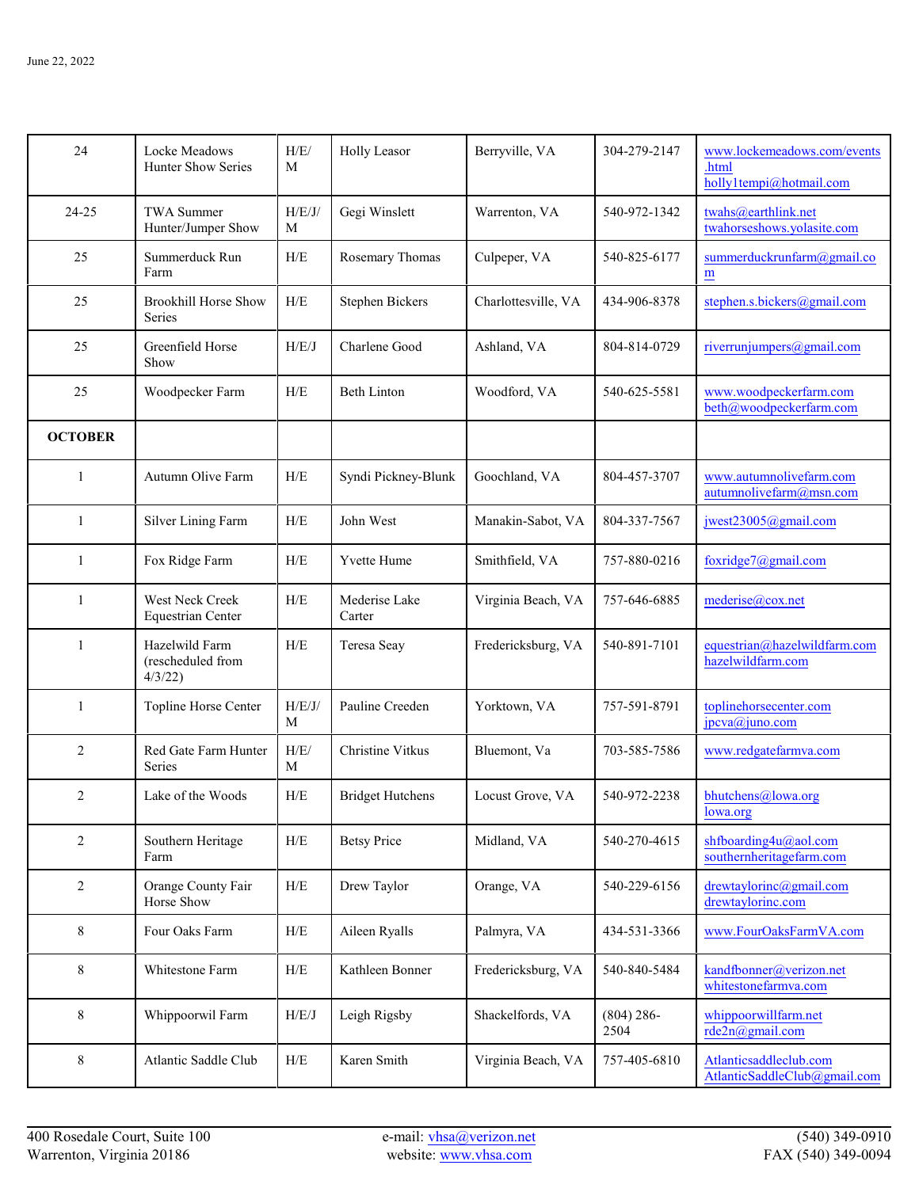June 22, 2022

| | | | | | | |
|---|---|---|---|---|---|---|
| 24 | Locke Meadows Hunter Show Series | H/E/M | Holly Leasor | Berryville, VA | 304-279-2147 | www.lockemeadows.com/events.html holly1tempi@hotmail.com |
| 24-25 | TWA Summer Hunter/Jumper Show | H/E/J/M | Gegi Winslett | Warrenton, VA | 540-972-1342 | twahs@earthlink.net twahorseshows.yolasite.com |
| 25 | Summerduck Run Farm | H/E | Rosemary Thomas | Culpeper, VA | 540-825-6177 | summerduckrunfarm@gmail.com |
| 25 | Brookhill Horse Show Series | H/E | Stephen Bickers | Charlottesville, VA | 434-906-8378 | stephen.s.bickers@gmail.com |
| 25 | Greenfield Horse Show | H/E/J | Charlene Good | Ashland, VA | 804-814-0729 | riverrunjumpers@gmail.com |
| 25 | Woodpecker Farm | H/E | Beth Linton | Woodford, VA | 540-625-5581 | www.woodpeckerfarm.com beth@woodpeckerfarm.com |
| **OCTOBER** | | | | | | |
| 1 | Autumn Olive Farm | H/E | Syndi Pickney-Blunk | Goochland, VA | 804-457-3707 | www.autumnolivefarm.com autumnolivefarm@msn.com |
| 1 | Silver Lining Farm | H/E | John West | Manakin-Sabot, VA | 804-337-7567 | jwest23005@gmail.com |
| 1 | Fox Ridge Farm | H/E | Yvette Hume | Smithfield, VA | 757-880-0216 | foxridge7@gmail.com |
| 1 | West Neck Creek Equestrian Center | H/E | Mederise Lake Carter | Virginia Beach, VA | 757-646-6885 | mederise@cox.net |
| 1 | Hazelwild Farm (rescheduled from 4/3/22) | H/E | Teresa Seay | Fredericksburg, VA | 540-891-7101 | equestrian@hazelwildfarm.com hazelwildfarm.com |
| 1 | Topline Horse Center | H/E/J/M | Pauline Creeden | Yorktown, VA | 757-591-8791 | toplinehorsecenter.com jpcva@juno.com |
| 2 | Red Gate Farm Hunter Series | H/E/M | Christine Vitkus | Bluemont, Va | 703-585-7586 | www.redgatefarmva.com |
| 2 | Lake of the Woods | H/E | Bridget Hutchens | Locust Grove, VA | 540-972-2238 | bhutchens@lowa.org lowa.org |
| 2 | Southern Heritage Farm | H/E | Betsy Price | Midland, VA | 540-270-4615 | shfboarding4u@aol.com southernheritagefarm.com |
| 2 | Orange County Fair Horse Show | H/E | Drew Taylor | Orange, VA | 540-229-6156 | drewtaylorinc@gmail.com drewtaylorinc.com |
| 8 | Four Oaks Farm | H/E | Aileen Ryalls | Palmyra, VA | 434-531-3366 | www.FourOaksFarmVA.com |
| 8 | Whitestone Farm | H/E | Kathleen Bonner | Fredericksburg, VA | 540-840-5484 | kandfbonner@verizon.net whitestonefarmva.com |
| 8 | Whippoorwil Farm | H/E/J | Leigh Rigsby | Shackelfords, VA | (804) 286-2504 | whippoorwillfarm.net rde2n@gmail.com |
| 8 | Atlantic Saddle Club | H/E | Karen Smith | Virginia Beach, VA | 757-405-6810 | Atlanticsaddleclub.com AtlanticSaddleClub@gmail.com |

400 Rosedale Court, Suite 100
Warrenton, Virginia 20186

e-mail: vhsa@verizon.net
website: www.vhsa.com

(540) 349-0910
FAX (540) 349-0094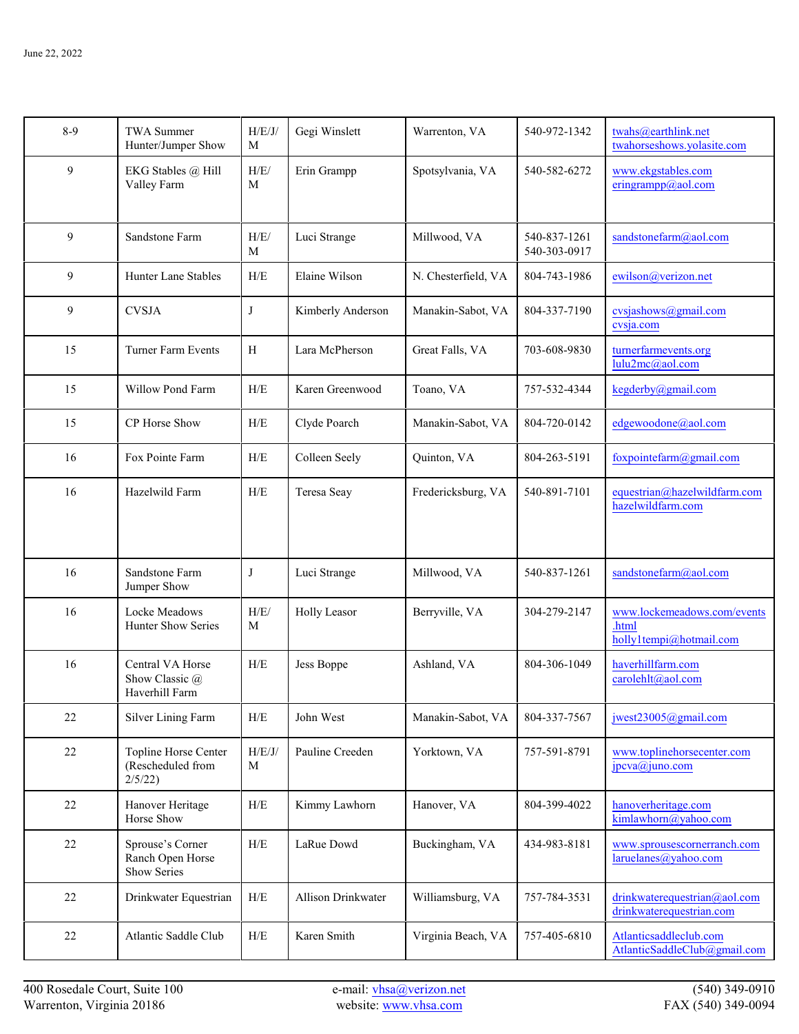| 8-9 | TWA Summer Hunter/Jumper Show | H/E/J/M | Gegi Winslett | Warrenton, VA | 540-972-1342 | twahs@earthlink.net twahorseshows.yolasite.com |
|---|---|---|---|---|---|---|
| 9 | EKG Stables @ Hill Valley Farm | H/E/M | Erin Grampp | Spotsylvania, VA | 540-582-6272 | www.ekgstables.com eringrampp@aol.com |
| 9 | Sandstone Farm | H/E/M | Luci Strange | Millwood, VA | 540-837-1261 540-303-0917 | sandstonefarm@aol.com |
| 9 | Hunter Lane Stables | H/E | Elaine Wilson | N. Chesterfield, VA | 804-743-1986 | ewilson@verizon.net |
| 9 | CVSJA | J | Kimberly Anderson | Manakin-Sabot, VA | 804-337-7190 | cvsjashows@gmail.com cvsja.com |
| 15 | Turner Farm Events | H | Lara McPherson | Great Falls, VA | 703-608-9830 | turnerfarmevents.org lulu2me@aol.com |
| 15 | Willow Pond Farm | H/E | Karen Greenwood | Toano, VA | 757-532-4344 | kegderby@gmail.com |
| 15 | CP Horse Show | H/E | Clyde Poarch | Manakin-Sabot, VA | 804-720-0142 | edgewoodone@aol.com |
| 16 | Fox Pointe Farm | H/E | Colleen Seely | Quinton, VA | 804-263-5191 | foxpointefarm@gmail.com |
| 16 | Hazelwild Farm | H/E | Teresa Seay | Fredericksburg, VA | 540-891-7101 | equestrian@hazelwildfarm.com hazelwildfarm.com |
| 16 | Sandstone Farm Jumper Show | J | Luci Strange | Millwood, VA | 540-837-1261 | sandstonefarm@aol.com |
| 16 | Locke Meadows Hunter Show Series | H/E/M | Holly Leasor | Berryville, VA | 304-279-2147 | www.lockemeadows.com/events.html holly1tempi@hotmail.com |
| 16 | Central VA Horse Show Classic @ Haverhill Farm | H/E | Jess Boppe | Ashland, VA | 804-306-1049 | haverhillfarm.com carolehlt@aol.com |
| 22 | Silver Lining Farm | H/E | John West | Manakin-Sabot, VA | 804-337-7567 | jwest23005@gmail.com |
| 22 | Topline Horse Center (Rescheduled from 2/5/22) | H/E/J/M | Pauline Creeden | Yorktown, VA | 757-591-8791 | www.toplinehorsecenter.com jpcva@juno.com |
| 22 | Hanover Heritage Horse Show | H/E | Kimmy Lawhorn | Hanover, VA | 804-399-4022 | hanoverheritage.com kimlawhorn@yahoo.com |
| 22 | Sprouse's Corner Ranch Open Horse Show Series | H/E | LaRue Dowd | Buckingham, VA | 434-983-8181 | www.sprousescornerranch.com laruelanes@yahoo.com |
| 22 | Drinkwater Equestrian | H/E | Allison Drinkwater | Williamsburg, VA | 757-784-3531 | drinkwaterequestrian@aol.com drinkwaterequestrian.com |
| 22 | Atlantic Saddle Club | H/E | Karen Smith | Virginia Beach, VA | 757-405-6810 | Atlanticsaddleclub.com AtlanticSaddleClub@gmail.com |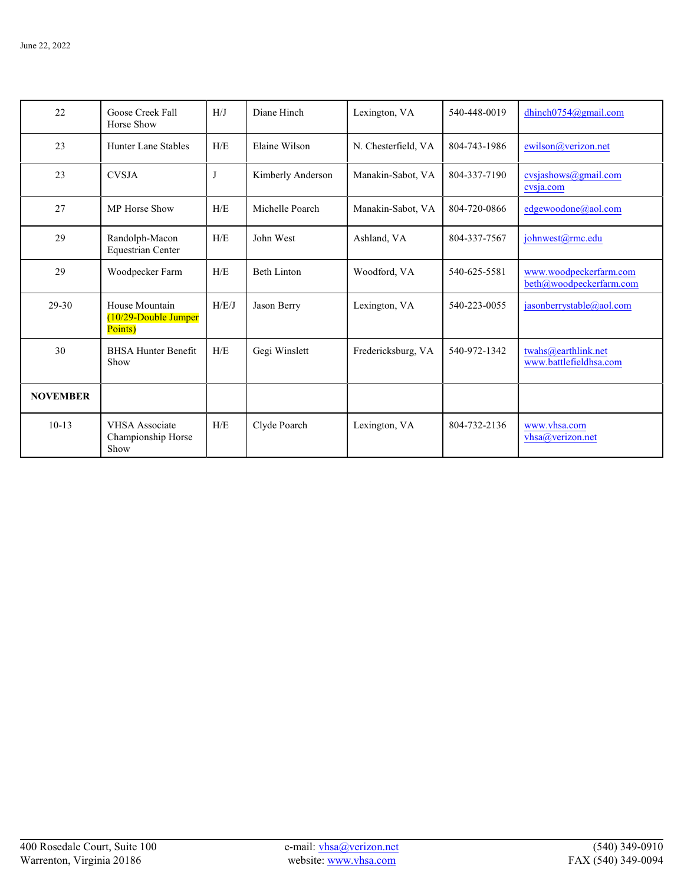| | | | | | | |
|---|---|---|---|---|---|---|
| 22 | Goose Creek Fall Horse Show | H/J | Diane Hinch | Lexington, VA | 540-448-0019 | dhinch0754@gmail.com |
| 23 | Hunter Lane Stables | H/E | Elaine Wilson | N. Chesterfield, VA | 804-743-1986 | ewilson@verizon.net |
| 23 | CVSJA | J | Kimberly Anderson | Manakin-Sabot, VA | 804-337-7190 | cvsjashows@gmail.com cvsja.com |
| 27 | MP Horse Show | H/E | Michelle Poarch | Manakin-Sabot, VA | 804-720-0866 | edgewoodone@aol.com |
| 29 | Randolph-Macon Equestrian Center | H/E | John West | Ashland, VA | 804-337-7567 | johnwest@rmc.edu |
| 29 | Woodpecker Farm | H/E | Beth Linton | Woodford, VA | 540-625-5581 | www.woodpeckerfarm.com beth@woodpeckerfarm.com |
| 29-30 | House Mountain (10/29-Double Jumper Points) | H/E/J | Jason Berry | Lexington, VA | 540-223-0055 | jasonberrystable@aol.com |
| 30 | BHSA Hunter Benefit Show | H/E | Gegi Winslett | Fredericksburg, VA | 540-972-1342 | twahs@earthlink.net www.battlefieldhsa.com |
| **NOVEMBER** | | | | | | |
| 10-13 | VHSA Associate Championship Horse Show | H/E | Clyde Poarch | Lexington, VA | 804-732-2136 | www.vhsa.com vhsa@verizon.net |